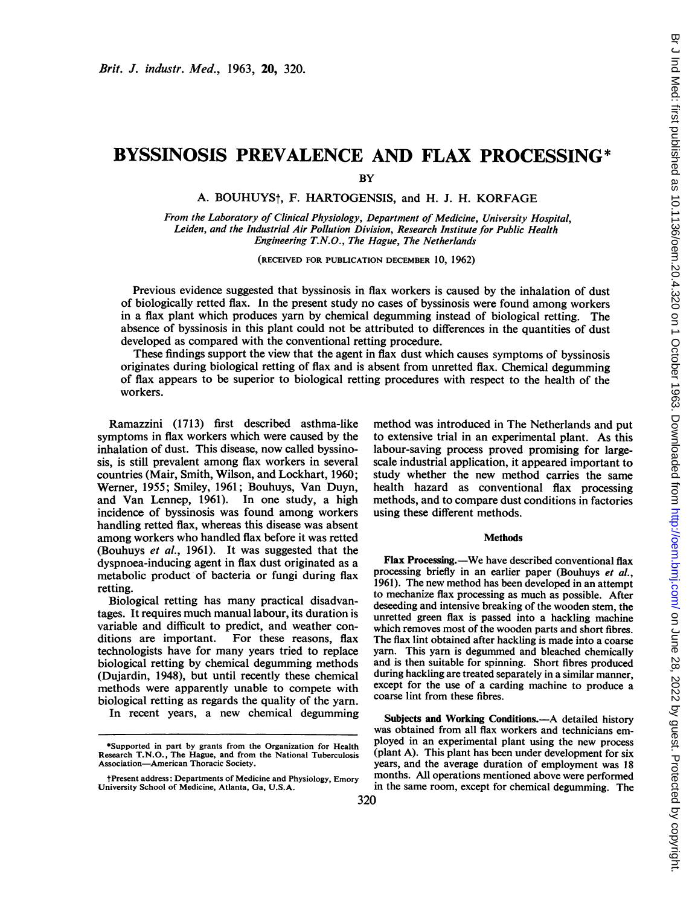# BYSSINOSIS PREVALENCE AND FLAX PROCESSING*

BY

A. BOUHUYS†, F. HARTOGENSIS, and H. J. H. KORFAGE

*From the Laboratory of Clinical Physiology, Department of Medicine, University Hospital, Leiden, and the Industrial Air Pollution Division, Research Institute for Public Health Engineering T.N.O., The Hague, The Netherlands*

(RECEIVED FOR PUBLICATION DECEMBER 10, 1962)

Previous evidence suggested that byssinosis in flax workers is caused by the inhalation of dust of biologically retted flax. In the present study no cases of byssinosis were found among workers in a flax plant which produces yarn by chemical degumming instead of biological retting. The absence of byssinosis in this plant could not be attributed to differences in the quantities of dust developed as compared with the conventional retting procedure.

These findings support the view that the agent in flax dust which causes symptoms of byssinosis originates during biological retting of flax and is absent from unretted flax. Chemical degumming of flax appears to be superior to biological retting procedures with respect to the health of the workers.

Ramazzini (1713) first described asthma-like symptoms in flax workers which were caused by the inhalation of dust. This disease, now called byssinosis, is still prevalent among flax workers in several countries (Mair, Smith, Wilson, and Lockhart, 1960; Werner, 1955; Smiley, 1961; Bouhuys, Van Duyn, and Van Lennep, 1961). In one study, a high incidence of byssinosis was found among workers handling retted flax, whereas this disease was absent among workers who handled flax before it was retted (Bouhuys *et al.*, 1961). It was suggested that the dyspnoea-inducing agent in flax dust originated as a metabolic product of bacteria or fungi during flax retting.

Biological retting has many practical disadvantages. It requires much manual labour, its duration is variable and difficult to predict, and weather conditions are important. For these reasons, flax technologists have for many years tried to replace biological retting by chemical degumming methods (Dujardin, 1948), but until recently these chemical methods were apparently unable to compete with biological retting as regards the quality of the yarn.

In recent years, a new chemical degumming method was introduced in The Netherlands and put to extensive trial in an experimental plant. As this labour-saving process proved promising for large-scale industrial application, it appeared important to study whether the new method carries the same health hazard as conventional flax processing methods, and to compare dust conditions in factories using these different methods.

## Methods

**Flax Processing.**—We have described conventional flax processing briefly in an earlier paper (Bouhuys *et al.*, 1961). The new method has been developed in an attempt to mechanize flax processing as much as possible. After deseeding and intensive breaking of the wooden stem, the unretted green flax is passed into a hackling machine which removes most of the wooden parts and short fibres. The flax lint obtained after hackling is made into a coarse yarn. This yarn is degummed and bleached chemically and is then suitable for spinning. Short fibres produced during hackling are treated separately in a similar manner, except for the use of a carding machine to produce a coarse lint from these fibres.

**Subjects and Working Conditions.**—A detailed history was obtained from all flax workers and technicians employed in an experimental plant using the new process (plant A). This plant has been under development for six years, and the average duration of employment was 18 months. All operations mentioned above were performed in the same room, except for chemical degumming. The

*Supported in part by grants from the Organization for Health Research T.N.O., The Hague, and from the National Tuberculosis Association—American Thoracic Society.

†Present address: Departments of Medicine and Physiology, Emory University School of Medicine, Atlanta, Ga, U.S.A.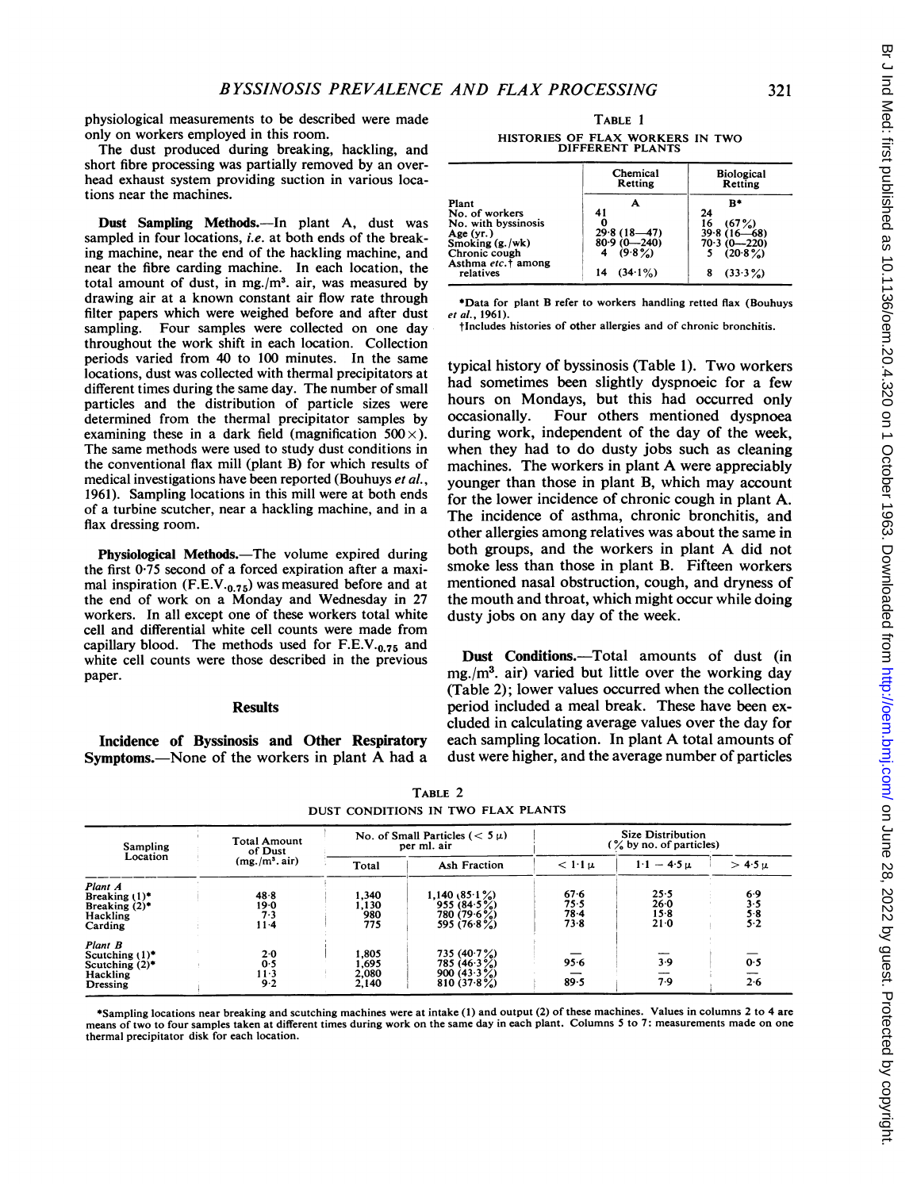physiological measurements to be described were made only on workers employed in this room.

The dust produced during breaking, hackling, and short fibre processing was partially removed by an overhead exhaust system providing suction in various locations near the machines.

**Dust Sampling Methods.**—In plant A, dust was sampled in four locations, *i.e.* at both ends of the breaking machine, near the end of the hackling machine, and near the fibre carding machine. In each location, the total amount of dust, in mg./m³. air, was measured by drawing air at a known constant air flow rate through filter papers which were weighed before and after dust sampling. Four samples were collected on one day throughout the work shift in each location. Collection periods varied from 40 to 100 minutes. In the same locations, dust was collected with thermal precipitators at different times during the same day. The number of small particles and the distribution of particle sizes were determined from the thermal precipitator samples by examining these in a dark field (magnification 500 ×). The same methods were used to study dust conditions in the conventional flax mill (plant B) for which results of medical investigations have been reported (Bouhuys *et al.*, 1961). Sampling locations in this mill were at both ends of a turbine scutcher, near a hackling machine, and in a flax dressing room.

**Physiological Methods.**—The volume expired during the first 0·75 second of a forced expiration after a maximal inspiration (F.E.V.$_{0.75}$) was measured before and at the end of work on a Monday and Wednesday in 27 workers. In all except one of these workers total white cell and differential white cell counts were made from capillary blood. The methods used for F.E.V.$_{0.75}$ and white cell counts were those described in the previous paper.

## Results

**Incidence of Byssinosis and Other Respiratory Symptoms.**—None of the workers in plant A had a typical history of byssinosis (Table 1). Two workers had sometimes been slightly dyspnoeic for a few hours on Mondays, but this had occurred only occasionally. Four others mentioned dyspnoea during work, independent of the day of the week, when they had to do dusty jobs such as cleaning machines. The workers in plant A were appreciably younger than those in plant B, which may account for the lower incidence of chronic cough in plant A. The incidence of asthma, chronic bronchitis, and other allergies among relatives was about the same in both groups, and the workers in plant A did not smoke less than those in plant B. Fifteen workers mentioned nasal obstruction, cough, and dryness of the mouth and throat, which might occur while doing dusty jobs on any day of the week.

TABLE 1

HISTORIES OF FLAX WORKERS IN TWO DIFFERENT PLANTS

| | Chemical Retting | Biological Retting |
|---|---|---|
| Plant | A | B* |
| No. of workers | 41 | 24 |
| No. with byssinosis | 0 | 16 (67%) |
| Age (yr.) | 29·8 (18—47) | 39·8 (16—68) |
| Smoking (g./wk) | 80·9 (0—240) | 70·3 (0—220) |
| Chronic cough | 4 (9·8%) | 5 (20·8%) |
| Asthma *etc.*† among relatives | 14 (34·1%) | 8 (33·3%) |

*Data for plant B refer to workers handling retted flax (Bouhuys *et al.*, 1961).

†Includes histories of other allergies and of chronic bronchitis.

**Dust Conditions.**—Total amounts of dust (in mg./m³. air) varied but little over the working day (Table 2); lower values occurred when the collection period included a meal break. These have been excluded in calculating average values over the day for each sampling location. In plant A total amounts of dust were higher, and the average number of particles

TABLE 2

DUST CONDITIONS IN TWO FLAX PLANTS

| Sampling Location | Total Amount of Dust (mg./m³. air) | No. of Small Particles (< 5 µ) per ml. air | | Size Distribution (% by no. of particles) | | |
|---|---|---|---|---|---|---|
| | | Total | Ash Fraction | < 1·1 µ | 1·1 − 4·5 µ | > 4·5 µ |
| *Plant A* | | | | | | |
| Breaking (1)* | 48·8 | 1,340 | 1,140 (85·1%) | 67·6 | 25·5 | 6·9 |
| Breaking (2)* | 19·0 | 1,130 | 955 (84·5%) | 75·5 | 26·0 | 3·5 |
| Hackling | 7·3 | 980 | 780 (79·6%) | 78·4 | 15·8 | 5·8 |
| Carding | 11·4 | 775 | 595 (76·8%) | 73·8 | 21·0 | 5·2 |
| *Plant B* | | | | | | |
| Scutching (1)* | 2·0 | 1,805 | 735 (40·7%) | — | — | — |
| Scutching (2)* | 0·5 | 1,695 | 785 (46·3%) | 95·6 | 3·9 | 0·5 |
| Hackling | 11·3 | 2,080 | 900 (43·3%) | — | — | — |
| Dressing | 9·2 | 2,140 | 810 (37·8%) | 89·5 | 7·9 | 2·6 |

*Sampling locations near breaking and scutching machines were at intake (1) and output (2) of these machines. Values in columns 2 to 4 are means of two to four samples taken at different times during work on the same day in each plant. Columns 5 to 7: measurements made on one thermal precipitator disk for each location.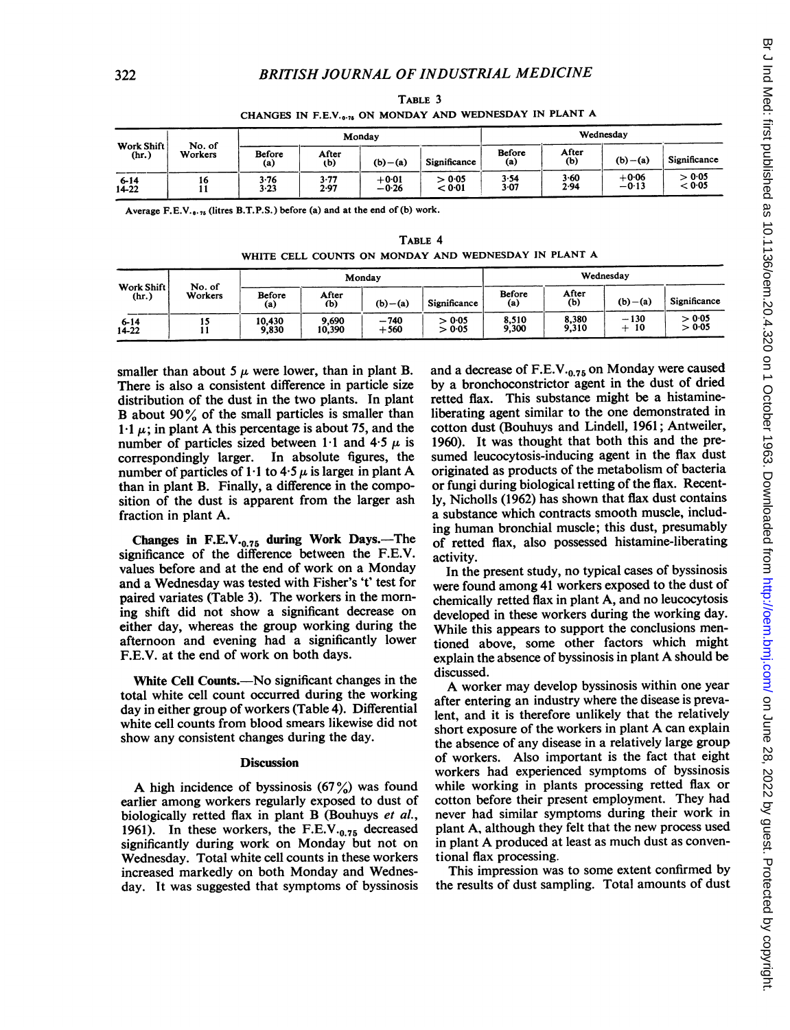TABLE 3

CHANGES IN F.E.V.$_{0.75}$ ON MONDAY AND WEDNESDAY IN PLANT A

| Work Shift (hr.) | No. of Workers | Monday | | | | Wednesday | | | |
|---|---|---|---|---|---|---|---|---|---|
| | | Before (a) | After (b) | (b)−(a) | Significance | Before (a) | After (b) | (b)−(a) | Significance |
| 6-14 | 16 | 3·76 | 3·77 | +0·01 | > 0·05 | 3·54 | 3·60 | +0·06 | > 0·05 |
| 14-22 | 11 | 3·23 | 2·97 | −0·26 | < 0·01 | 3·07 | 2·94 | −0·13 | < 0·05 |

Average F.E.V.$_{0.75}$ (litres B.T.P.S.) before (a) and at the end of (b) work.

TABLE 4

WHITE CELL COUNTS ON MONDAY AND WEDNESDAY IN PLANT A

| Work Shift (hr.) | No. of Workers | Monday | | | | Wednesday | | | |
|---|---|---|---|---|---|---|---|---|---|
| | | Before (a) | After (b) | (b)−(a) | Significance | Before (a) | After (b) | (b)−(a) | Significance |
| 6-14 | 15 | 10,430 | 9,690 | −740 | > 0·05 | 8,510 | 8,380 | −130 | > 0·05 |
| 14-22 | 11 | 9,830 | 10,390 | +560 | > 0·05 | 9,300 | 9,310 | + 10 | > 0·05 |

smaller than about 5 μ were lower, than in plant B. There is also a consistent difference in particle size distribution of the dust in the two plants. In plant B about 90% of the small particles is smaller than 1·1 μ; in plant A this percentage is about 75, and the number of particles sized between 1·1 and 4·5 μ is correspondingly larger. In absolute figures, the number of particles of 1·1 to 4·5 μ is larger in plant A than in plant B. Finally, a difference in the composition of the dust is apparent from the larger ash fraction in plant A.

**Changes in F.E.V.$_{0.75}$ during Work Days.**—The significance of the difference between the F.E.V. values before and at the end of work on a Monday and a Wednesday was tested with Fisher's '$t$' test for paired variates (Table 3). The workers in the morning shift did not show a significant decrease on either day, whereas the group working during the afternoon and evening had a significantly lower F.E.V. at the end of work on both days.

**White Cell Counts.**—No significant changes in the total white cell count occurred during the working day in either group of workers (Table 4). Differential white cell counts from blood smears likewise did not show any consistent changes during the day.

## Discussion

A high incidence of byssinosis (67%) was found earlier among workers regularly exposed to dust of biologically retted flax in plant B (Bouhuys *et al.*, 1961). In these workers, the F.E.V.$_{0.75}$ decreased significantly during work on Monday but not on Wednesday. Total white cell counts in these workers increased markedly on both Monday and Wednesday. It was suggested that symptoms of byssinosis and a decrease of F.E.V.$_{0.75}$ on Monday were caused by a bronchoconstrictor agent in the dust of dried retted flax. This substance might be a histamine-liberating agent similar to the one demonstrated in cotton dust (Bouhuys and Lindell, 1961; Antweiler, 1960). It was thought that both this and the presumed leucocytosis-inducing agent in the flax dust originated as products of the metabolism of bacteria or fungi during biological retting of the flax. Recently, Nicholls (1962) has shown that flax dust contains a substance which contracts smooth muscle, including human bronchial muscle; this dust, presumably of retted flax, also possessed histamine-liberating activity.

In the present study, no typical cases of byssinosis were found among 41 workers exposed to the dust of chemically retted flax in plant A, and no leucocytosis developed in these workers during the working day. While this appears to support the conclusions mentioned above, some other factors which might explain the absence of byssinosis in plant A should be discussed.

A worker may develop byssinosis within one year after entering an industry where the disease is prevalent, and it is therefore unlikely that the relatively short exposure of the workers in plant A can explain the absence of any disease in a relatively large group of workers. Also important is the fact that eight workers had experienced symptoms of byssinosis while working in plants processing retted flax or cotton before their present employment. They had never had similar symptoms during their work in plant A, although they felt that the new process used in plant A produced at least as much dust as conventional flax processing.

This impression was to some extent confirmed by the results of dust sampling. Total amounts of dust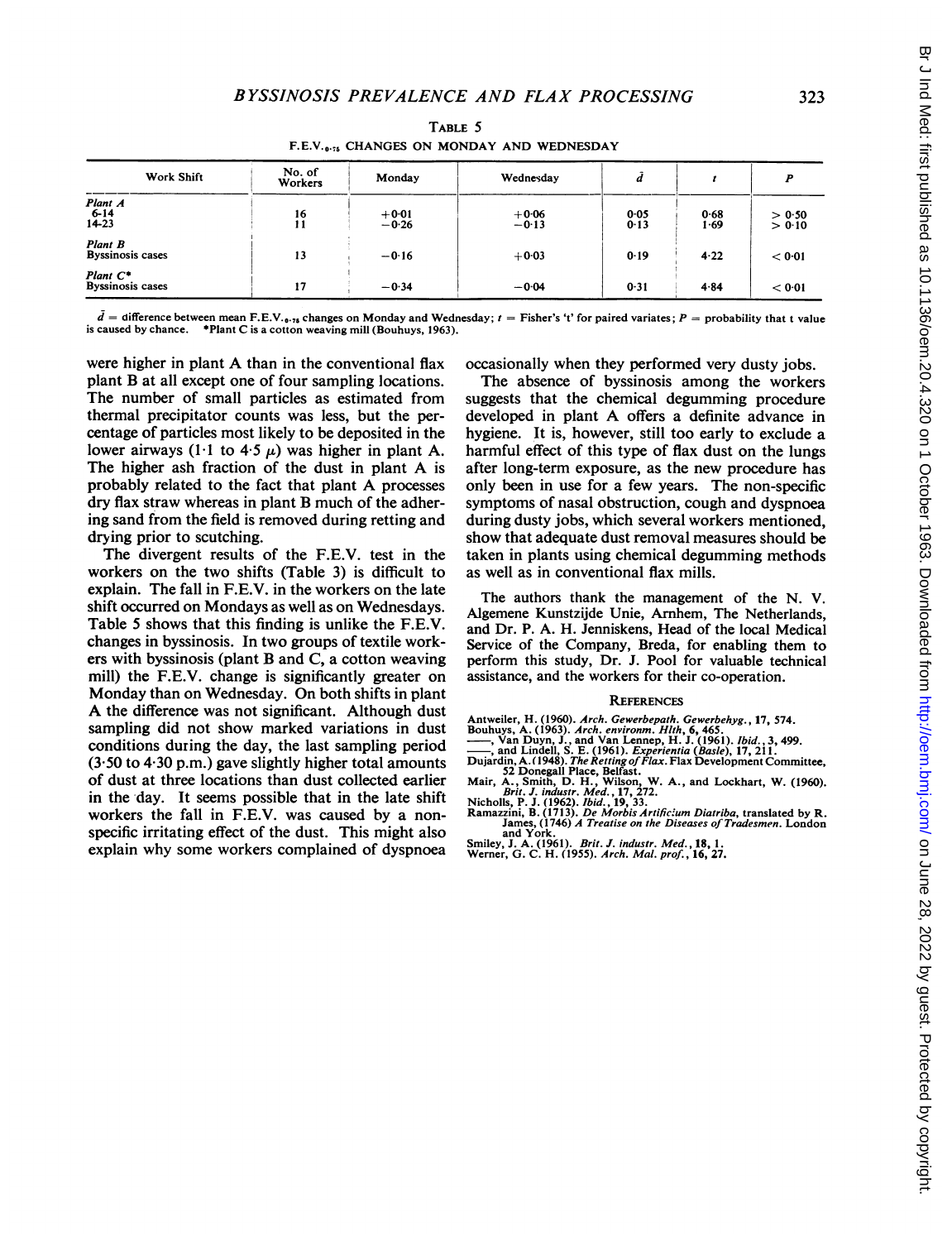TABLE 5

F.E.V.$_{0.75}$ CHANGES ON MONDAY AND WEDNESDAY

| Work Shift | No. of Workers | Monday | Wednesday | $\bar{d}$ | $t$ | $P$ |
|---|---|---|---|---|---|---|
| *Plant A* | | | | | | |
| 6-14 | 16 | +0·01 | +0·06 | 0·05 | 0·68 | > 0·50 |
| 14-23 | 11 | −0·26 | −0·13 | 0·13 | 1·69 | > 0·10 |
| *Plant B* | | | | | | |
| Byssinosis cases | 13 | −0·16 | +0·03 | 0·19 | 4·22 | < 0·01 |
| *Plant C\** | | | | | | |
| Byssinosis cases | 17 | −0·34 | −0·04 | 0·31 | 4·84 | < 0·01 |

$\bar{d}$ = difference between mean F.E.V.$_{0.75}$ changes on Monday and Wednesday; $t$ = Fisher's 't' for paired variates; $P$ = probability that t value is caused by chance. \*Plant C is a cotton weaving mill (Bouhuys, 1963).

were higher in plant A than in the conventional flax plant B at all except one of four sampling locations. The number of small particles as estimated from thermal precipitator counts was less, but the percentage of particles most likely to be deposited in the lower airways (1·1 to 4·5 μ) was higher in plant A. The higher ash fraction of the dust in plant A is probably related to the fact that plant A processes dry flax straw whereas in plant B much of the adhering sand from the field is removed during retting and drying prior to scutching.

The divergent results of the F.E.V. test in the workers on the two shifts (Table 3) is difficult to explain. The fall in F.E.V. in the workers on the late shift occurred on Mondays as well as on Wednesdays. Table 5 shows that this finding is unlike the F.E.V. changes in byssinosis. In two groups of textile workers with byssinosis (plant B and C, a cotton weaving mill) the F.E.V. change is significantly greater on Monday than on Wednesday. On both shifts in plant A the difference was not significant. Although dust sampling did not show marked variations in dust conditions during the day, the last sampling period (3·50 to 4·30 p.m.) gave slightly higher total amounts of dust at three locations than dust collected earlier in the day. It seems possible that in the late shift workers the fall in F.E.V. was caused by a non-specific irritating effect of the dust. This might also explain why some workers complained of dyspnoea occasionally when they performed very dusty jobs.

The absence of byssinosis among the workers suggests that the chemical degumming procedure developed in plant A offers a definite advance in hygiene. It is, however, still too early to exclude a harmful effect of this type of flax dust on the lungs after long-term exposure, as the new procedure has only been in use for a few years. The non-specific symptoms of nasal obstruction, cough and dyspnoea during dusty jobs, which several workers mentioned, show that adequate dust removal measures should be taken in plants using chemical degumming methods as well as in conventional flax mills.

The authors thank the management of the N. V. Algemene Kunstzijde Unie, Arnhem, The Netherlands, and Dr. P. A. H. Jenniskens, Head of the local Medical Service of the Company, Breda, for enabling them to perform this study, Dr. J. Pool for valuable technical assistance, and the workers for their co-operation.

## REFERENCES

Antweiler, H. (1960). *Arch. Gewerbepath. Gewerbehyg.*, **17**, 574.
Bouhuys, A. (1963). *Arch. environm. Hlth*, **6**, 465.
——, Van Duyn, J., and Van Lennep, H. J. (1961). *Ibid.*, **3**, 499.
——, and Lindell, S. E. (1961). *Experientia (Basle)*, **17**, 211.
Dujardin, A. (1948). *The Retting of Flax*. Flax Development Committee, 52 Donegall Place, Belfast.
Mair, A., Smith, D. H., Wilson, W. A., and Lockhart, W. (1960). *Brit. J. industr. Med.*, **17**, 272.
Nicholls, P. J. (1962). *Ibid.*, **19**, 33.
Ramazzini, B. (1713). *De Morbis Artificium Diatriba*, translated by R. James, (1746) *A Treatise on the Diseases of Tradesmen*. London and York.
Smiley, J. A. (1961). *Brit. J. industr. Med.*, **18**, 1.
Werner, G. C. H. (1955). *Arch. Mal. prof.*, **16**, 27.